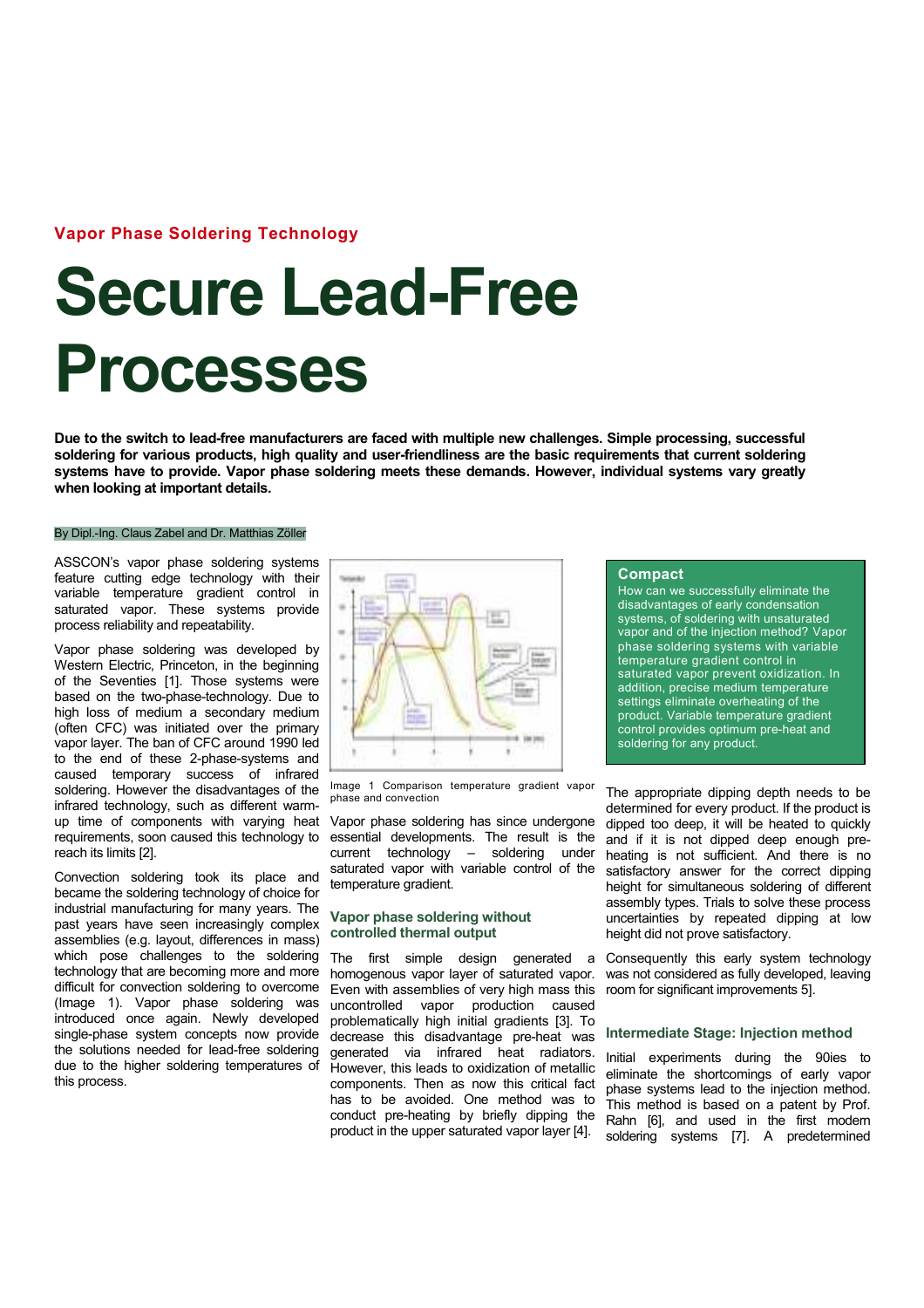**Vapor Phase Soldering Technology**

# Secure Lead-Free Processes

**Due to the switch to lead-free manufacturers are faced with multiple new challenges. Simple processing, successful soldering for various products, high quality and user-friendliness are the basic requirements that current soldering systems have to provide. Vapor phase soldering meets these demands. However, individual systems vary greatly when looking at important details.**

By Dipl.-Ing. Claus Zabel and Dr. Matthias Zöller

ASSCON's vapor phase soldering systems feature cutting edge technology with their variable temperature gradient control in saturated vapor. These systems provide process reliability and repeatability.

Vapor phase soldering was developed by Western Electric, Princeton, in the beginning of the Seventies [1]. Those systems were based on the two-phase-technology. Due to high loss of medium a secondary medium (often CFC) was initiated over the primary vapor layer. The ban of CFC around 1990 led to the end of these 2-phase-systems and caused temporary success of infrared soldering. However the disadvantages of the infrared technology, such as different warm-up time of components with varying heat requirements, soon caused this technology to reach its limits [2].

Convection soldering took its place and became the soldering technology of choice for industrial manufacturing for many years. The past years have seen increasingly complex assemblies (e.g. layout, differences in mass) which pose challenges to the soldering technology that are becoming more and more difficult for convection soldering to overcome (Image 1). Vapor phase soldering was introduced once again. Newly developed single-phase system concepts now provide the solutions needed for lead-free soldering due to the higher soldering temperatures of this process.

Image 1 Comparison temperature gradient vapor phase and convection

Vapor phase soldering has since undergone essential developments. The result is the current technology – soldering under saturated vapor with variable control of the temperature gradient.

### Vapor phase soldering without controlled thermal output

The first simple design generated a homogenous vapor layer of saturated vapor. Even with assemblies of very high mass this uncontrolled vapor production caused problematically high initial gradients [3]. To decrease this disadvantage pre-heat was generated via infrared heat radiators. However, this leads to oxidization of metallic components. Then as now this critical fact has to be avoided. One method was to conduct pre-heating by briefly dipping the product in the upper saturated vapor layer [4].

> **Compact**
> How can we successfully eliminate the disadvantages of early condensation systems, of soldering with unsaturated vapor and of the injection method? Vapor phase soldering systems with variable temperature gradient control in saturated vapor prevent oxidization. In addition, precise medium temperature settings eliminate overheating of the product. Variable temperature gradient control provides optimum pre-heat and soldering for any product.

The appropriate dipping depth needs to be determined for every product. If the product is dipped too deep, it will be heated to quickly and if it is not dipped deep enough pre-heating is not sufficient. And there is no satisfactory answer for the correct dipping height for simultaneous soldering of different assembly types. Trials to solve these process uncertainties by repeated dipping at low height did not prove satisfactory.

Consequently this early system technology was not considered as fully developed, leaving room for significant improvements 5].

### Intermediate Stage: Injection method

Initial experiments during the 90ies to eliminate the shortcomings of early vapor phase systems lead to the injection method. This method is based on a patent by Prof. Rahn [6], and used in the first modern soldering systems [7]. A predetermined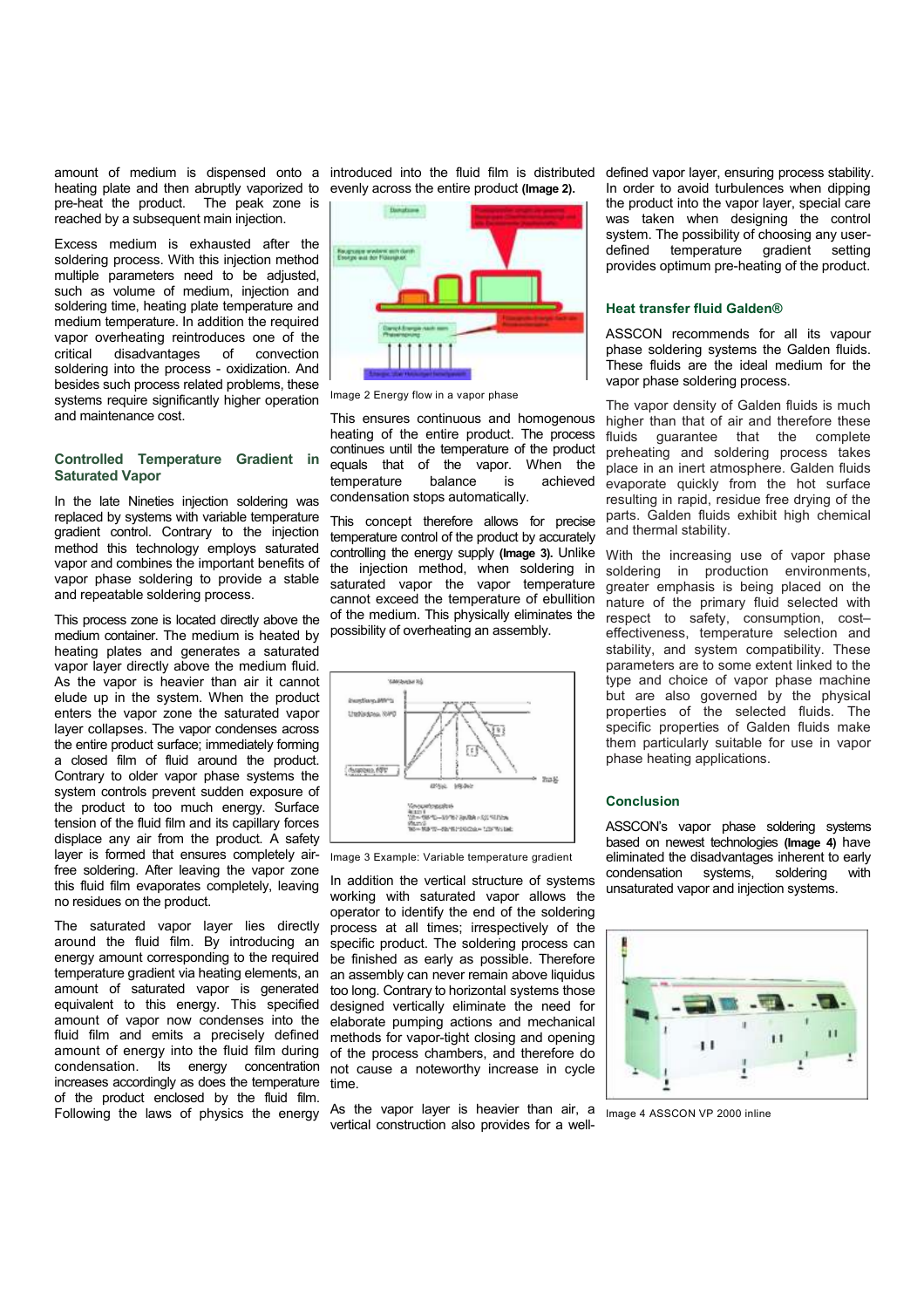amount of medium is dispensed onto a heating plate and then abruptly vaporized to pre-heat the product. The peak zone is reached by a subsequent main injection.

Excess medium is exhausted after the soldering process. With this injection method multiple parameters need to be adjusted, such as volume of medium, injection and soldering time, heating plate temperature and medium temperature. In addition the required vapor overheating reintroduces one of the critical disadvantages of convection soldering into the process - oxidization. And besides such process related problems, these systems require significantly higher operation and maintenance cost.

## Controlled Temperature Gradient in Saturated Vapor

In the late Nineties injection soldering was replaced by systems with variable temperature gradient control. Contrary to the injection method this technology employs saturated vapor and combines the important benefits of vapor phase soldering to provide a stable and repeatable soldering process.

This process zone is located directly above the medium container. The medium is heated by heating plates and generates a saturated vapor layer directly above the medium fluid. As the vapor is heavier than air it cannot elude up in the system. When the product enters the vapor zone the saturated vapor layer collapses. The vapor condenses across the entire product surface; immediately forming a closed film of fluid around the product. Contrary to older vapor phase systems the system controls prevent sudden exposure of the product to too much energy. Surface tension of the fluid film and its capillary forces displace any air from the product. A safety layer is formed that ensures completely air-free soldering. After leaving the vapor zone this fluid film evaporates completely, leaving no residues on the product.

The saturated vapor layer lies directly around the fluid film. By introducing an energy amount corresponding to the required temperature gradient via heating elements, an amount of saturated vapor is generated equivalent to this energy. This specified amount of vapor now condenses into the fluid film and emits a precisely defined amount of energy into the fluid film during condensation. Its energy concentration increases accordingly as does the temperature of the product enclosed by the fluid film. Following the laws of physics the energy introduced into the fluid film is distributed evenly across the entire product **(Image 2).**

Image 2 Energy flow in a vapor phase

This ensures continuous and homogenous heating of the entire product. The process continues until the temperature of the product equals that of the vapor. When the temperature balance is achieved condensation stops automatically.

This concept therefore allows for precise temperature control of the product by accurately controlling the energy supply **(Image 3).** Unlike the injection method, when soldering in saturated vapor the vapor temperature cannot exceed the temperature of ebullition of the medium. This physically eliminates the possibility of overheating an assembly.

Image 3 Example: Variable temperature gradient

In addition the vertical structure of systems working with saturated vapor allows the operator to identify the end of the soldering process at all times; irrespectively of the specific product. The soldering process can be finished as early as possible. Therefore an assembly can never remain above liquidus too long. Contrary to horizontal systems those designed vertically eliminate the need for elaborate pumping actions and mechanical methods for vapor-tight closing and opening of the process chambers, and therefore do not cause a noteworthy increase in cycle time.

As the vapor layer is heavier than air, a vertical construction also provides for a well-defined vapor layer, ensuring process stability. In order to avoid turbulences when dipping the product into the vapor layer, special care was taken when designing the control system. The possibility of choosing any user-defined temperature gradient setting provides optimum pre-heating of the product.

## Heat transfer fluid Galden®

ASSCON recommends for all its vapour phase soldering systems the Galden fluids. These fluids are the ideal medium for the vapor phase soldering process.

The vapor density of Galden fluids is much higher than that of air and therefore these fluids guarantee that the complete preheating and soldering process takes place in an inert atmosphere. Galden fluids evaporate quickly from the hot surface resulting in rapid, residue free drying of the parts. Galden fluids exhibit high chemical and thermal stability.

With the increasing use of vapor phase soldering in production environments, greater emphasis is being placed on the nature of the primary fluid selected with respect to safety, consumption, cost–effectiveness, temperature selection and stability, and system compatibility. These parameters are to some extent linked to the type and choice of vapor phase machine but are also governed by the physical properties of the selected fluids. The specific properties of Galden fluids make them particularly suitable for use in vapor phase heating applications.

## Conclusion

ASSCON's vapor phase soldering systems based on newest technologies **(Image 4)** have eliminated the disadvantages inherent to early condensation systems, soldering with unsaturated vapor and injection systems.

Image 4 ASSCON VP 2000 inline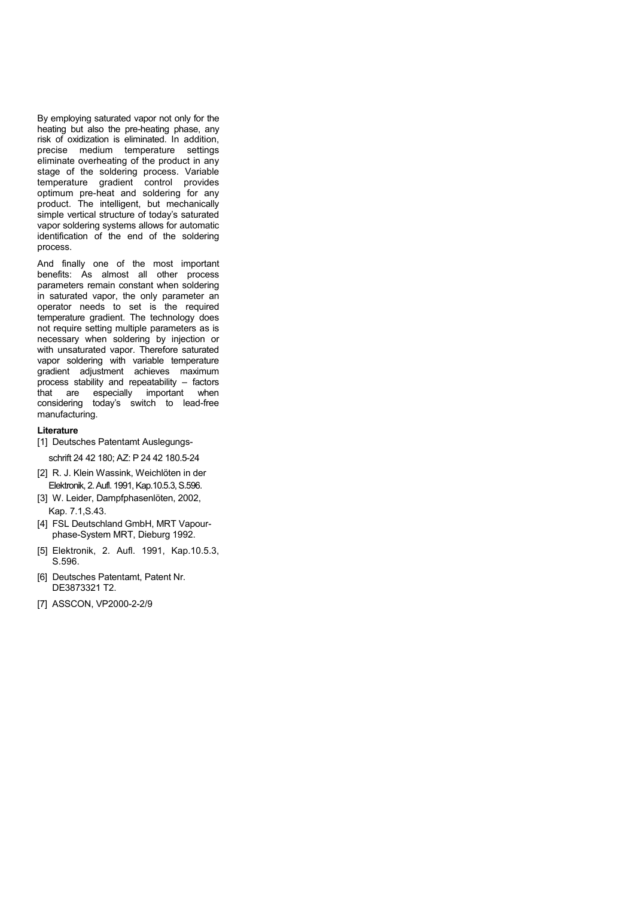By employing saturated vapor not only for the heating but also the pre-heating phase, any risk of oxidization is eliminated. In addition, precise medium temperature settings eliminate overheating of the product in any stage of the soldering process. Variable temperature gradient control provides optimum pre-heat and soldering for any product. The intelligent, but mechanically simple vertical structure of today's saturated vapor soldering systems allows for automatic identification of the end of the soldering process.

And finally one of the most important benefits: As almost all other process parameters remain constant when soldering in saturated vapor, the only parameter an operator needs to set is the required temperature gradient. The technology does not require setting multiple parameters as is necessary when soldering by injection or with unsaturated vapor. Therefore saturated vapor soldering with variable temperature gradient adjustment achieves maximum process stability and repeatability – factors that are especially important when considering today's switch to lead-free manufacturing.

**Literature**

[1] Deutsches Patentamt Auslegungs-schrift 24 42 180; AZ: P 24 42 180.5-24

[2] R. J. Klein Wassink, Weichlöten in der Elektronik, 2. Aufl. 1991, Kap.10.5.3, S.596.

[3] W. Leider, Dampfphasenlöten, 2002, Kap. 7.1,S.43.

[4] FSL Deutschland GmbH, MRT Vapour-phase-System MRT, Dieburg 1992.

[5] Elektronik, 2. Aufl. 1991, Kap.10.5.3, S.596.

[6] Deutsches Patentamt, Patent Nr. DE3873321 T2.

[7] ASSCON, VP2000-2-2/9